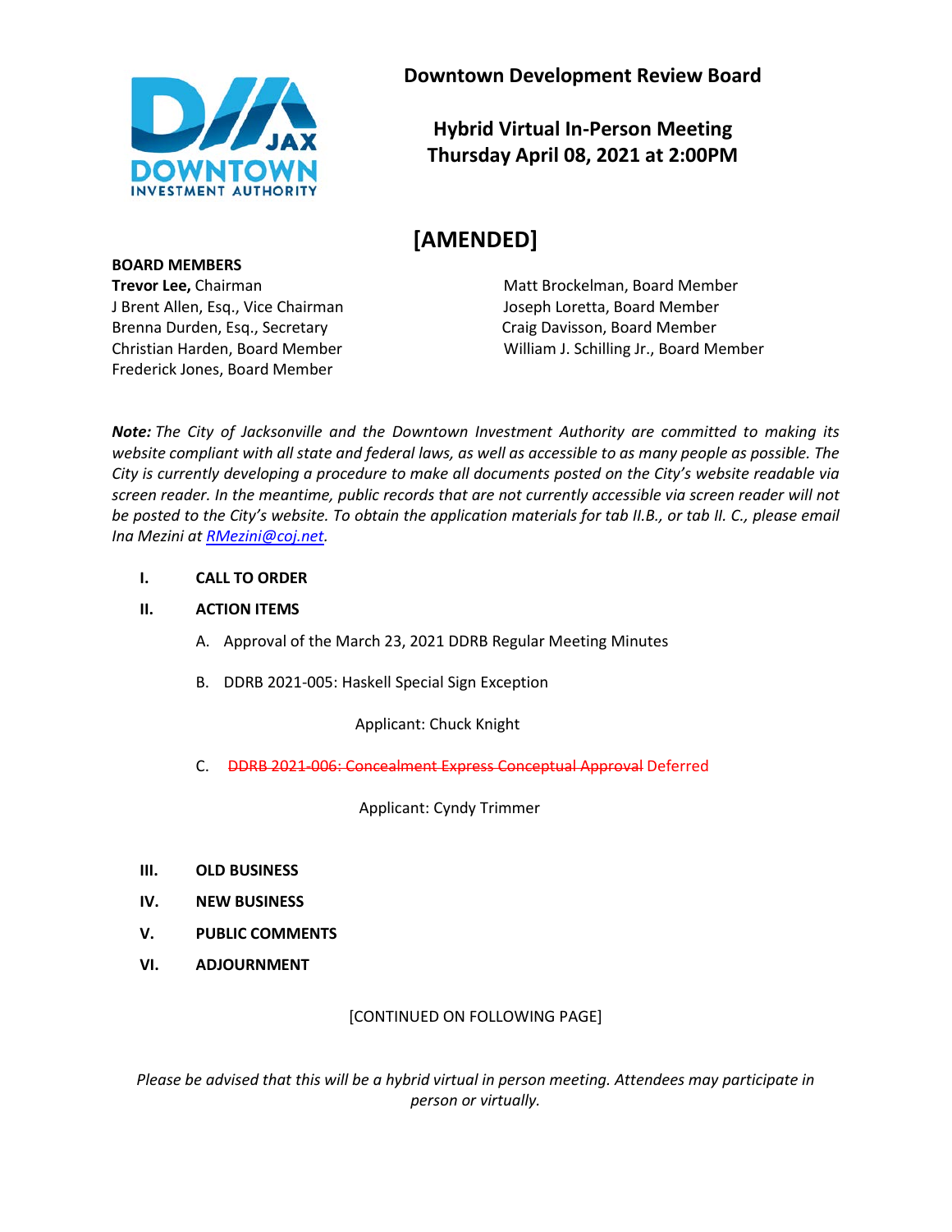# Downtown Development Review Board

## Hybrid Virtual In-Person Meeting
## Thursday April 08, 2021 at 2:00PM

## [AMENDED]

**BOARD MEMBERS**

**Trevor Lee,** Chairman
J Brent Allen, Esq., Vice Chairman
Brenna Durden, Esq., Secretary
Christian Harden, Board Member
Frederick Jones, Board Member
Matt Brockelman, Board Member
Joseph Loretta, Board Member
Craig Davisson, Board Member
William J. Schilling Jr., Board Member

***Note:*** *The City of Jacksonville and the Downtown Investment Authority are committed to making its website compliant with all state and federal laws, as well as accessible to as many people as possible. The City is currently developing a procedure to make all documents posted on the City's website readable via screen reader. In the meantime, public records that are not currently accessible via screen reader will not be posted to the City's website. To obtain the application materials for tab II.B., or tab II. C., please email Ina Mezini at [RMezini@coj.net](mailto:RMezini@coj.net).*

**I. CALL TO ORDER**

**II. ACTION ITEMS**

A. Approval of the March 23, 2021 DDRB Regular Meeting Minutes

B. DDRB 2021-005: Haskell Special Sign Exception

Applicant: Chuck Knight

C. ~~DDRB 2021-006: Concealment Express Conceptual Approval~~ Deferred

Applicant: Cyndy Trimmer

**III. OLD BUSINESS**

**IV. NEW BUSINESS**

**V. PUBLIC COMMENTS**

**VI. ADJOURNMENT**

[CONTINUED ON FOLLOWING PAGE]

*Please be advised that this will be a hybrid virtual in person meeting. Attendees may participate in person or virtually.*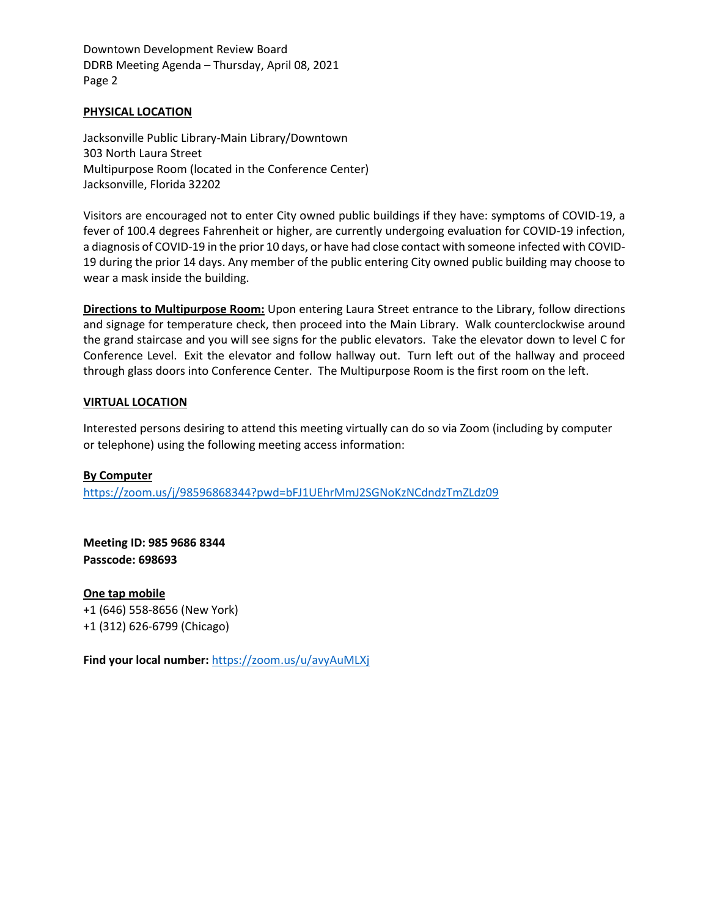## PHYSICAL LOCATION

Jacksonville Public Library-Main Library/Downtown
303 North Laura Street
Multipurpose Room (located in the Conference Center)
Jacksonville, Florida 32202

Visitors are encouraged not to enter City owned public buildings if they have: symptoms of COVID-19, a fever of 100.4 degrees Fahrenheit or higher, are currently undergoing evaluation for COVID-19 infection, a diagnosis of COVID-19 in the prior 10 days, or have had close contact with someone infected with COVID-19 during the prior 14 days. Any member of the public entering City owned public building may choose to wear a mask inside the building.

**Directions to Multipurpose Room:** Upon entering Laura Street entrance to the Library, follow directions and signage for temperature check, then proceed into the Main Library. Walk counterclockwise around the grand staircase and you will see signs for the public elevators. Take the elevator down to level C for Conference Level. Exit the elevator and follow hallway out. Turn left out of the hallway and proceed through glass doors into Conference Center. The Multipurpose Room is the first room on the left.

## VIRTUAL LOCATION

Interested persons desiring to attend this meeting virtually can do so via Zoom (including by computer or telephone) using the following meeting access information:

**By Computer**
https://zoom.us/j/98596868344?pwd=bFJ1UEhrMmJ2SGNoKzNCdndzTmZLdz09

**Meeting ID: 985 9686 8344**
**Passcode: 698693**

**One tap mobile**
+1 (646) 558-8656 (New York)
+1 (312) 626-6799 (Chicago)

**Find your local number:** https://zoom.us/u/avyAuMLXj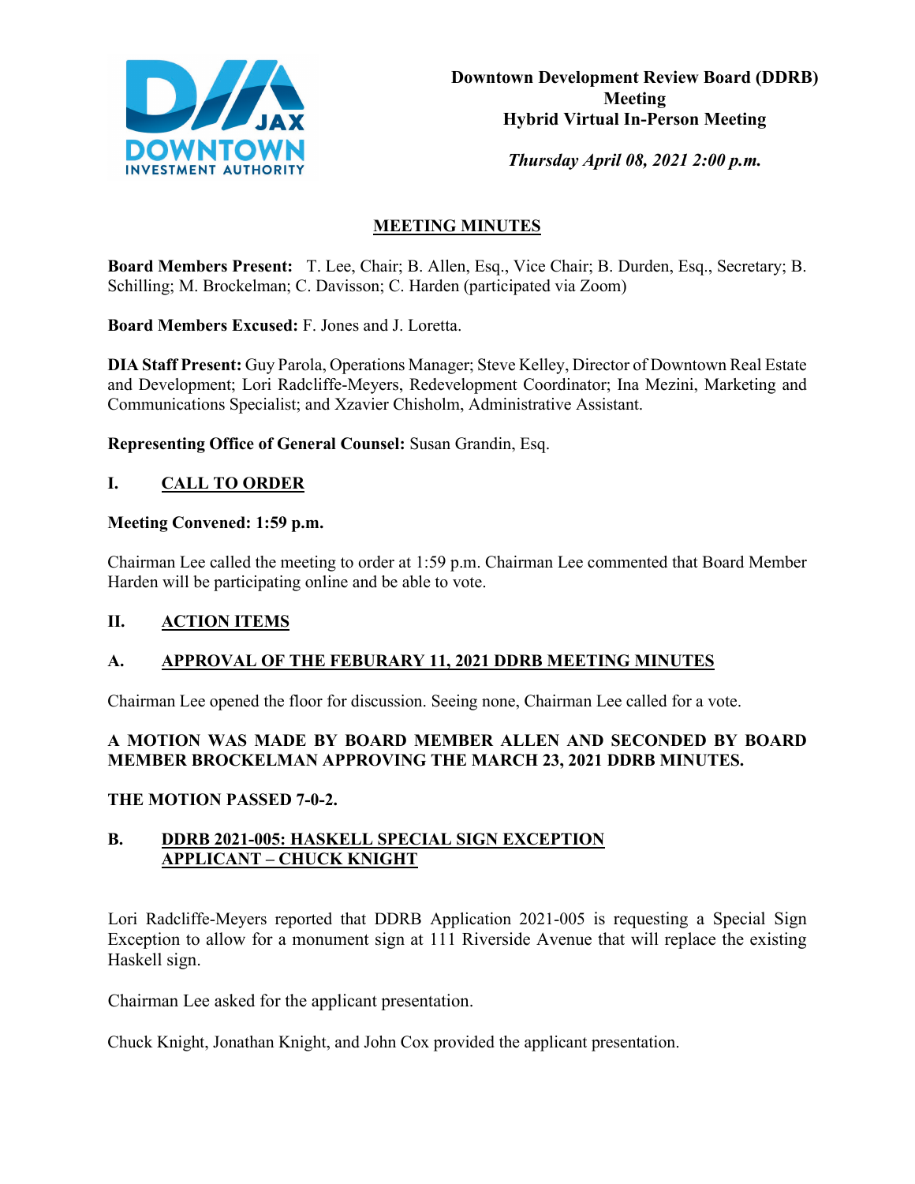**Downtown Development Review Board (DDRB) Meeting**
**Hybrid Virtual In-Person Meeting**

***Thursday April 08, 2021 2:00 p.m.***

## MEETING MINUTES

**Board Members Present:** T. Lee, Chair; B. Allen, Esq., Vice Chair; B. Durden, Esq., Secretary; B. Schilling; M. Brockelman; C. Davisson; C. Harden (participated via Zoom)

**Board Members Excused:** F. Jones and J. Loretta.

**DIA Staff Present:** Guy Parola, Operations Manager; Steve Kelley, Director of Downtown Real Estate and Development; Lori Radcliffe-Meyers, Redevelopment Coordinator; Ina Mezini, Marketing and Communications Specialist; and Xzavier Chisholm, Administrative Assistant.

**Representing Office of General Counsel:** Susan Grandin, Esq.

## I. CALL TO ORDER

**Meeting Convened: 1:59 p.m.**

Chairman Lee called the meeting to order at 1:59 p.m. Chairman Lee commented that Board Member Harden will be participating online and be able to vote.

## II. ACTION ITEMS

### A. APPROVAL OF THE FEBURARY 11, 2021 DDRB MEETING MINUTES

Chairman Lee opened the floor for discussion. Seeing none, Chairman Lee called for a vote.

**A MOTION WAS MADE BY BOARD MEMBER ALLEN AND SECONDED BY BOARD MEMBER BROCKELMAN APPROVING THE MARCH 23, 2021 DDRB MINUTES.**

**THE MOTION PASSED 7-0-2.**

### B. DDRB 2021-005: HASKELL SPECIAL SIGN EXCEPTION APPLICANT – CHUCK KNIGHT

Lori Radcliffe-Meyers reported that DDRB Application 2021-005 is requesting a Special Sign Exception to allow for a monument sign at 111 Riverside Avenue that will replace the existing Haskell sign.

Chairman Lee asked for the applicant presentation.

Chuck Knight, Jonathan Knight, and John Cox provided the applicant presentation.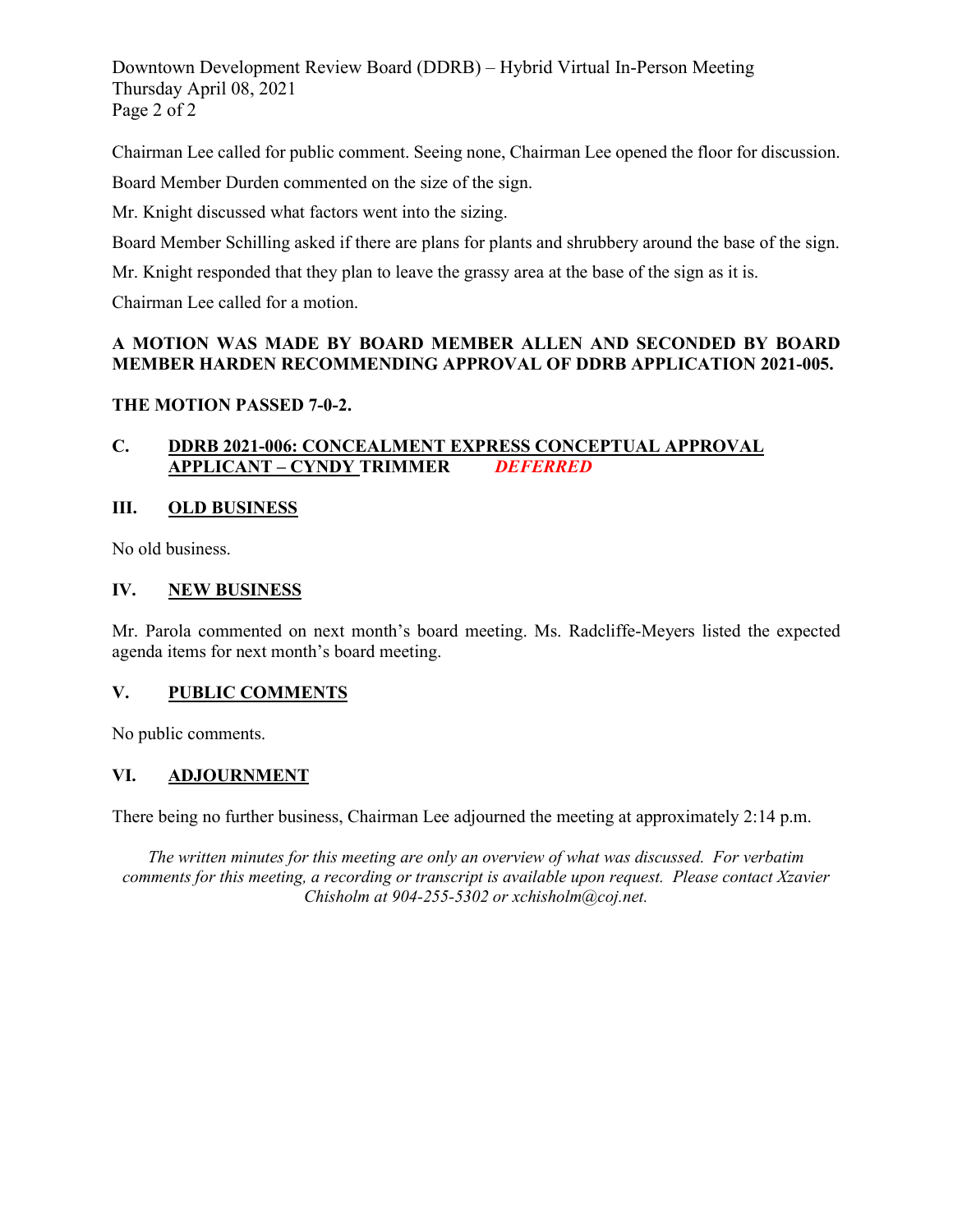Chairman Lee called for public comment. Seeing none, Chairman Lee opened the floor for discussion.

Board Member Durden commented on the size of the sign.

Mr. Knight discussed what factors went into the sizing.

Board Member Schilling asked if there are plans for plants and shrubbery around the base of the sign.

Mr. Knight responded that they plan to leave the grassy area at the base of the sign as it is.

Chairman Lee called for a motion.

**A MOTION WAS MADE BY BOARD MEMBER ALLEN AND SECONDED BY BOARD MEMBER HARDEN RECOMMENDING APPROVAL OF DDRB APPLICATION 2021-005.**

**THE MOTION PASSED 7-0-2.**

### C. DDRB 2021-006: CONCEALMENT EXPRESS CONCEPTUAL APPROVAL APPLICANT – CYNDY TRIMMER *DEFERRED*

## III. OLD BUSINESS

No old business.

## IV. NEW BUSINESS

Mr. Parola commented on next month's board meeting. Ms. Radcliffe-Meyers listed the expected agenda items for next month's board meeting.

## V. PUBLIC COMMENTS

No public comments.

## VI. ADJOURNMENT

There being no further business, Chairman Lee adjourned the meeting at approximately 2:14 p.m.

*The written minutes for this meeting are only an overview of what was discussed. For verbatim comments for this meeting, a recording or transcript is available upon request. Please contact Xzavier Chisholm at 904-255-5302 or xchisholm@coj.net.*